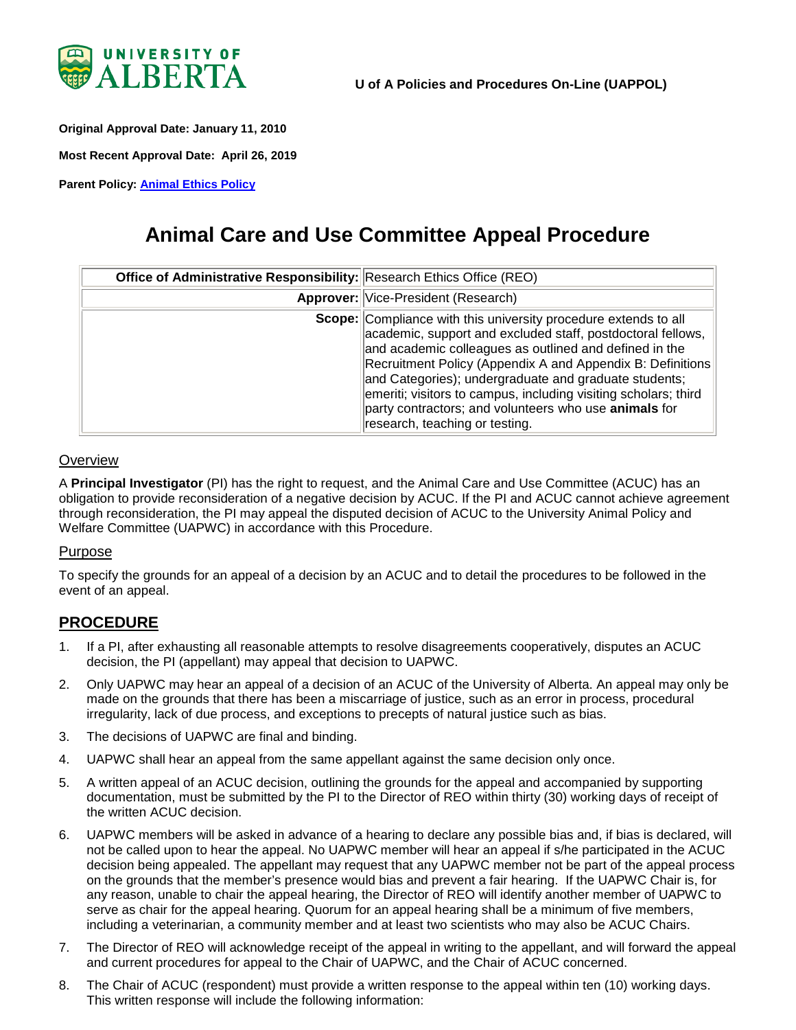**Original Approval Date: January 11, 2010**

**Most Recent Approval Date: April 26, 2019**

**Parent Policy: Animal Ethics Policy**

# Animal Care and Use Committee Appeal Procedure

| | |
|---|---|
| **Office of Administrative Responsibility:** | Research Ethics Office (REO) |
| **Approver:** | Vice-President (Research) |
| **Scope:** | Compliance with this university procedure extends to all academic, support and excluded staff, postdoctoral fellows, and academic colleagues as outlined and defined in the Recruitment Policy (Appendix A and Appendix B: Definitions and Categories); undergraduate and graduate students; emeriti; visitors to campus, including visiting scholars; third party contractors; and volunteers who use **animals** for research, teaching or testing. |

## Overview

A **Principal Investigator** (PI) has the right to request, and the Animal Care and Use Committee (ACUC) has an obligation to provide reconsideration of a negative decision by ACUC. If the PI and ACUC cannot achieve agreement through reconsideration, the PI may appeal the disputed decision of ACUC to the University Animal Policy and Welfare Committee (UAPWC) in accordance with this Procedure.

## Purpose

To specify the grounds for an appeal of a decision by an ACUC and to detail the procedures to be followed in the event of an appeal.

## PROCEDURE

1. If a PI, after exhausting all reasonable attempts to resolve disagreements cooperatively, disputes an ACUC decision, the PI (appellant) may appeal that decision to UAPWC.
2. Only UAPWC may hear an appeal of a decision of an ACUC of the University of Alberta. An appeal may only be made on the grounds that there has been a miscarriage of justice, such as an error in process, procedural irregularity, lack of due process, and exceptions to precepts of natural justice such as bias.
3. The decisions of UAPWC are final and binding.
4. UAPWC shall hear an appeal from the same appellant against the same decision only once.
5. A written appeal of an ACUC decision, outlining the grounds for the appeal and accompanied by supporting documentation, must be submitted by the PI to the Director of REO within thirty (30) working days of receipt of the written ACUC decision.
6. UAPWC members will be asked in advance of a hearing to declare any possible bias and, if bias is declared, will not be called upon to hear the appeal. No UAPWC member will hear an appeal if s/he participated in the ACUC decision being appealed. The appellant may request that any UAPWC member not be part of the appeal process on the grounds that the member's presence would bias and prevent a fair hearing. If the UAPWC Chair is, for any reason, unable to chair the appeal hearing, the Director of REO will identify another member of UAPWC to serve as chair for the appeal hearing. Quorum for an appeal hearing shall be a minimum of five members, including a veterinarian, a community member and at least two scientists who may also be ACUC Chairs.
7. The Director of REO will acknowledge receipt of the appeal in writing to the appellant, and will forward the appeal and current procedures for appeal to the Chair of UAPWC, and the Chair of ACUC concerned.
8. The Chair of ACUC (respondent) must provide a written response to the appeal within ten (10) working days. This written response will include the following information: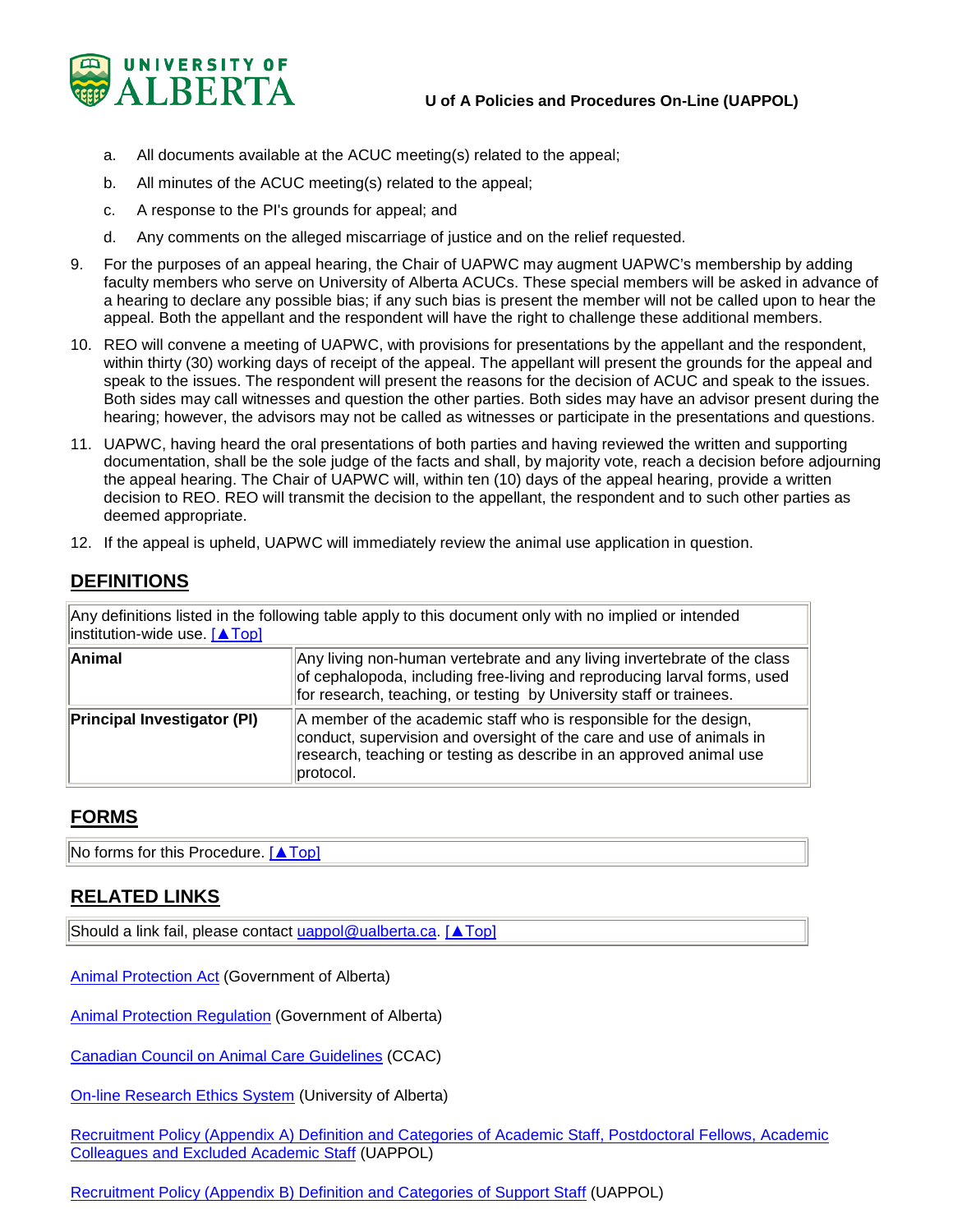a. All documents available at the ACUC meeting(s) related to the appeal;

b. All minutes of the ACUC meeting(s) related to the appeal;

c. A response to the PI's grounds for appeal; and

d. Any comments on the alleged miscarriage of justice and on the relief requested.

9. For the purposes of an appeal hearing, the Chair of UAPWC may augment UAPWC's membership by adding faculty members who serve on University of Alberta ACUCs. These special members will be asked in advance of a hearing to declare any possible bias; if any such bias is present the member will not be called upon to hear the appeal. Both the appellant and the respondent will have the right to challenge these additional members.

10. REO will convene a meeting of UAPWC, with provisions for presentations by the appellant and the respondent, within thirty (30) working days of receipt of the appeal. The appellant will present the grounds for the appeal and speak to the issues. The respondent will present the reasons for the decision of ACUC and speak to the issues. Both sides may call witnesses and question the other parties. Both sides may have an advisor present during the hearing; however, the advisors may not be called as witnesses or participate in the presentations and questions.

11. UAPWC, having heard the oral presentations of both parties and having reviewed the written and supporting documentation, shall be the sole judge of the facts and shall, by majority vote, reach a decision before adjourning the appeal hearing. The Chair of UAPWC will, within ten (10) days of the appeal hearing, provide a written decision to REO. REO will transmit the decision to the appellant, the respondent and to such other parties as deemed appropriate.

12. If the appeal is upheld, UAPWC will immediately review the animal use application in question.

## DEFINITIONS

| Any definitions listed in the following table apply to this document only with no implied or intended institution-wide use. [▲Top] | |
|---|---|
| **Animal** | Any living non-human vertebrate and any living invertebrate of the class of cephalopoda, including free-living and reproducing larval forms, used for research, teaching, or testing by University staff or trainees. |
| **Principal Investigator (PI)** | A member of the academic staff who is responsible for the design, conduct, supervision and oversight of the care and use of animals in research, teaching or testing as describe in an approved animal use protocol. |

## FORMS

| No forms for this Procedure. [▲Top] |
|---|

## RELATED LINKS

| Should a link fail, please contact uappol@ualberta.ca. [▲Top] |
|---|

Animal Protection Act (Government of Alberta)

Animal Protection Regulation (Government of Alberta)

Canadian Council on Animal Care Guidelines (CCAC)

On-line Research Ethics System (University of Alberta)

Recruitment Policy (Appendix A) Definition and Categories of Academic Staff, Postdoctoral Fellows, Academic Colleagues and Excluded Academic Staff (UAPPOL)

Recruitment Policy (Appendix B) Definition and Categories of Support Staff (UAPPOL)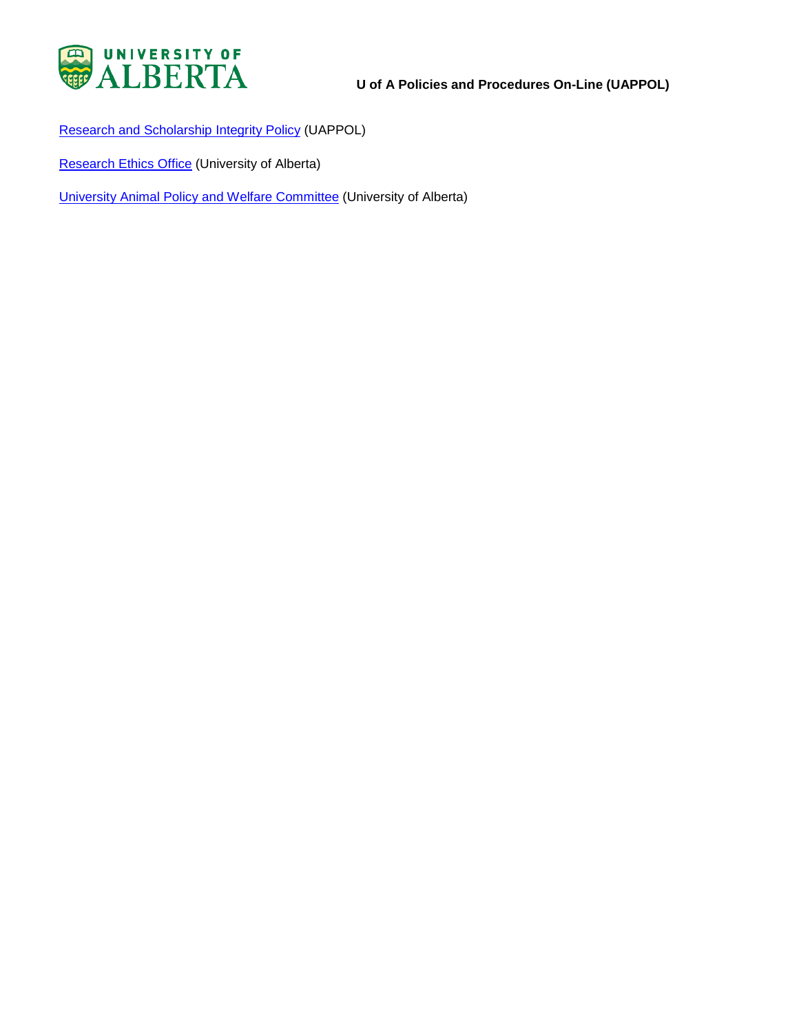Research and Scholarship Integrity Policy (UAPPOL)

Research Ethics Office (University of Alberta)

University Animal Policy and Welfare Committee (University of Alberta)